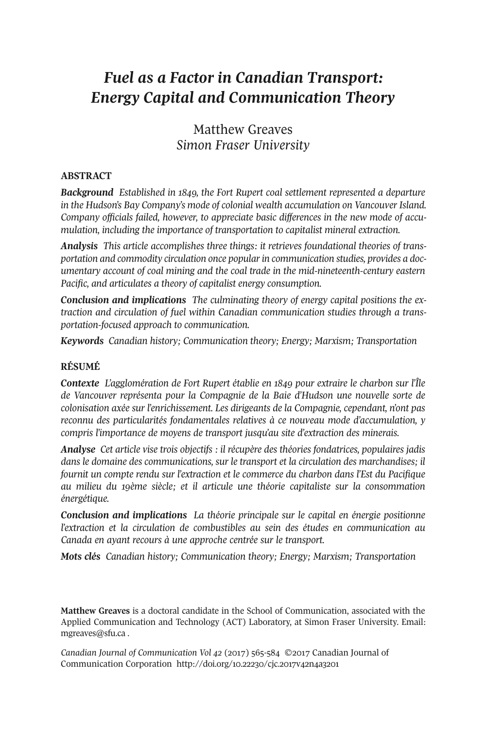# *Fuel as a Factor in Canadian Transport: Energy Capital and Communication Theory*

Matthew Greaves
*Simon Fraser University*

## ABSTRACT

***Background*** *Established in 1849, the Fort Rupert coal settlement represented a departure in the Hudson's Bay Company's mode of colonial wealth accumulation on Vancouver Island. Company officials failed, however, to appreciate basic differences in the new mode of accumulation, including the importance of transportation to capitalist mineral extraction.*

***Analysis*** *This article accomplishes three things: it retrieves foundational theories of transportation and commodity circulation once popular in communication studies, provides a documentary account of coal mining and the coal trade in the mid-nineteenth-century eastern Pacific, and articulates a theory of capitalist energy consumption.*

***Conclusion and implications*** *The culminating theory of energy capital positions the extraction and circulation of fuel within Canadian communication studies through a transportation-focused approach to communication.*

***Keywords*** *Canadian history; Communication theory; Energy; Marxism; Transportation*

## RÉSUMÉ

***Contexte*** *L'agglomération de Fort Rupert établie en 1849 pour extraire le charbon sur l'Île de Vancouver représenta pour la Compagnie de la Baie d'Hudson une nouvelle sorte de colonisation axée sur l'enrichissement. Les dirigeants de la Compagnie, cependant, n'ont pas reconnu des particularités fondamentales relatives à ce nouveau mode d'accumulation, y compris l'importance de moyens de transport jusqu'au site d'extraction des minerais.*

***Analyse*** *Cet article vise trois objectifs : il récupère des théories fondatrices, populaires jadis dans le domaine des communications, sur le transport et la circulation des marchandises; il fournit un compte rendu sur l'extraction et le commerce du charbon dans l'Est du Pacifique au milieu du 19ème siècle; et il articule une théorie capitaliste sur la consommation énergétique.*

***Conclusion and implications*** *La théorie principale sur le capital en énergie positionne l'extraction et la circulation de combustibles au sein des études en communication au Canada en ayant recours à une approche centrée sur le transport.*

***Mots clés*** *Canadian history; Communication theory; Energy; Marxism; Transportation*

**Matthew Greaves** is a doctoral candidate in the School of Communication, associated with the Applied Communication and Technology (ACT) Laboratory, at Simon Fraser University. Email: mgreaves@sfu.ca .

*Canadian Journal of Communication Vol 42* (2017) 565-584 ©2017 Canadian Journal of Communication Corporation http://doi.org/10.22230/cjc.2017v42n4a3201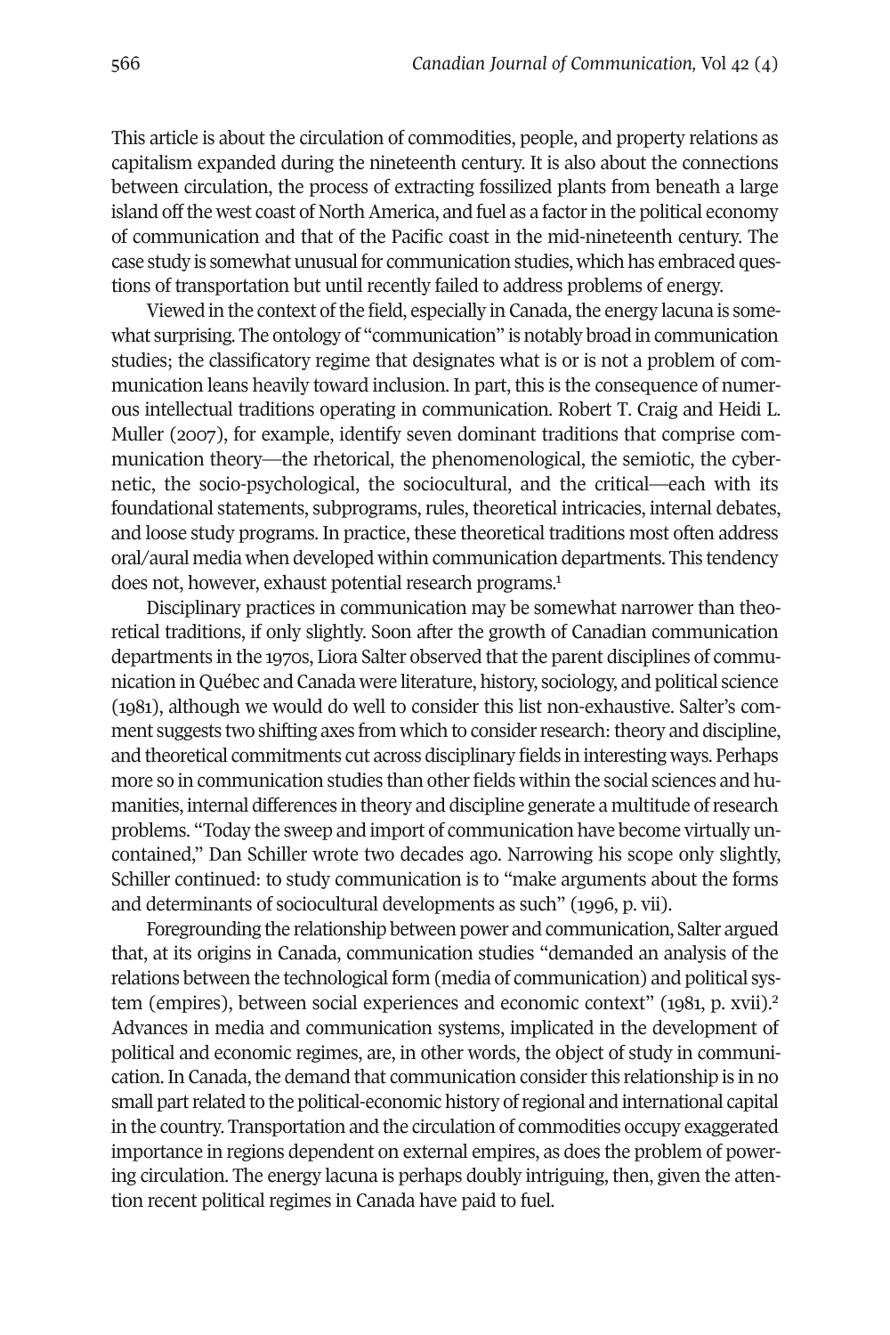This article is about the circulation of commodities, people, and property relations as capitalism expanded during the nineteenth century. It is also about the connections between circulation, the process of extracting fossilized plants from beneath a large island off the west coast of North America, and fuel as a factor in the political economy of communication and that of the Pacific coast in the mid-nineteenth century. The case study is somewhat unusual for communication studies, which has embraced questions of transportation but until recently failed to address problems of energy.

Viewed in the context of the field, especially in Canada, the energy lacuna is somewhat surprising. The ontology of "communication" is notably broad in communication studies; the classificatory regime that designates what is or is not a problem of communication leans heavily toward inclusion. In part, this is the consequence of numerous intellectual traditions operating in communication. Robert T. Craig and Heidi L. Muller (2007), for example, identify seven dominant traditions that comprise communication theory—the rhetorical, the phenomenological, the semiotic, the cybernetic, the socio-psychological, the sociocultural, and the critical—each with its foundational statements, subprograms, rules, theoretical intricacies, internal debates, and loose study programs. In practice, these theoretical traditions most often address oral/aural media when developed within communication departments. This tendency does not, however, exhaust potential research programs.[1]

Disciplinary practices in communication may be somewhat narrower than theoretical traditions, if only slightly. Soon after the growth of Canadian communication departments in the 1970s, Liora Salter observed that the parent disciplines of communication in Québec and Canada were literature, history, sociology, and political science (1981), although we would do well to consider this list non-exhaustive. Salter's comment suggests two shifting axes from which to consider research: theory and discipline, and theoretical commitments cut across disciplinary fields in interesting ways. Perhaps more so in communication studies than other fields within the social sciences and humanities, internal differences in theory and discipline generate a multitude of research problems. "Today the sweep and import of communication have become virtually uncontained," Dan Schiller wrote two decades ago. Narrowing his scope only slightly, Schiller continued: to study communication is to "make arguments about the forms and determinants of sociocultural developments as such" (1996, p. vii).

Foregrounding the relationship between power and communication, Salter argued that, at its origins in Canada, communication studies "demanded an analysis of the relations between the technological form (media of communication) and political system (empires), between social experiences and economic context" (1981, p. xvii).[2] Advances in media and communication systems, implicated in the development of political and economic regimes, are, in other words, the object of study in communication. In Canada, the demand that communication consider this relationship is in no small part related to the political-economic history of regional and international capital in the country. Transportation and the circulation of commodities occupy exaggerated importance in regions dependent on external empires, as does the problem of powering circulation. The energy lacuna is perhaps doubly intriguing, then, given the attention recent political regimes in Canada have paid to fuel.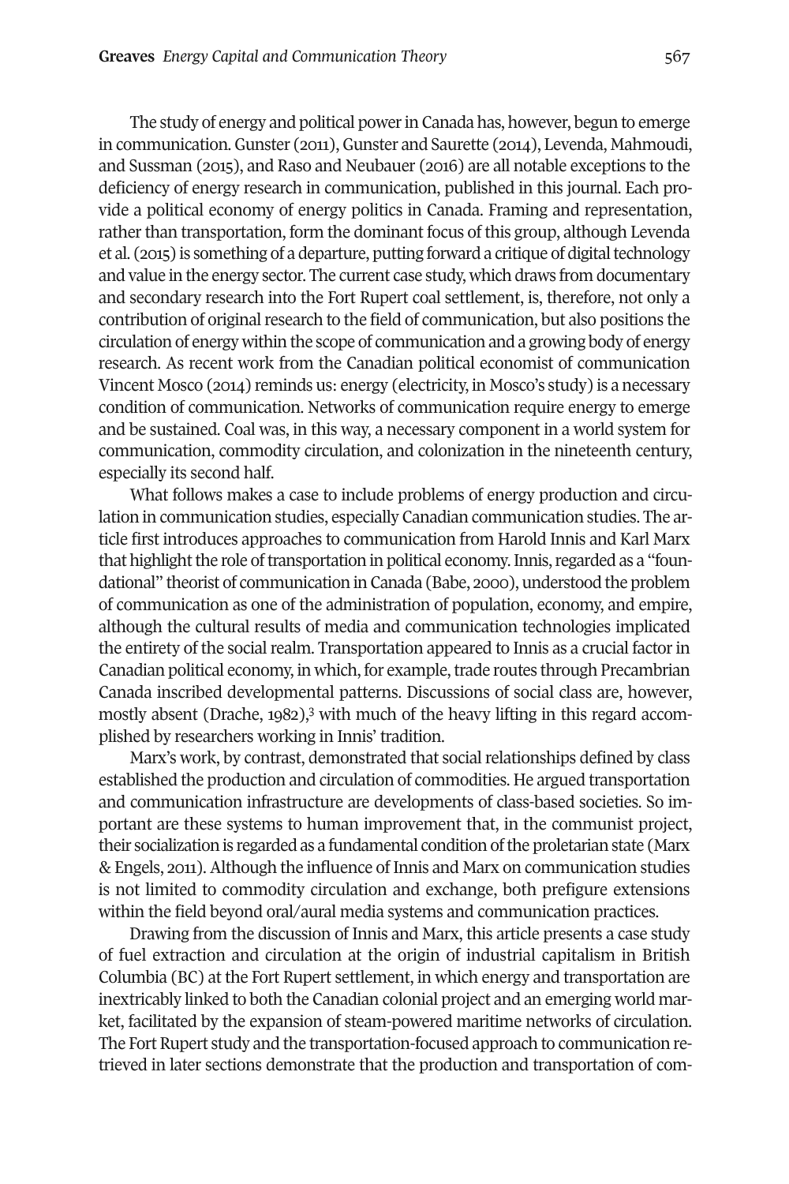The study of energy and political power in Canada has, however, begun to emerge in communication. Gunster (2011), Gunster and Saurette (2014), Levenda, Mahmoudi, and Sussman (2015), and Raso and Neubauer (2016) are all notable exceptions to the deficiency of energy research in communication, published in this journal. Each provide a political economy of energy politics in Canada. Framing and representation, rather than transportation, form the dominant focus of this group, although Levenda et al. (2015) is something of a departure, putting forward a critique of digital technology and value in the energy sector. The current case study, which draws from documentary and secondary research into the Fort Rupert coal settlement, is, therefore, not only a contribution of original research to the field of communication, but also positions the circulation of energy within the scope of communication and a growing body of energy research. As recent work from the Canadian political economist of communication Vincent Mosco (2014) reminds us: energy (electricity, in Mosco's study) is a necessary condition of communication. Networks of communication require energy to emerge and be sustained. Coal was, in this way, a necessary component in a world system for communication, commodity circulation, and colonization in the nineteenth century, especially its second half.

What follows makes a case to include problems of energy production and circulation in communication studies, especially Canadian communication studies. The article first introduces approaches to communication from Harold Innis and Karl Marx that highlight the role of transportation in political economy. Innis, regarded as a "foundational" theorist of communication in Canada (Babe, 2000), understood the problem of communication as one of the administration of population, economy, and empire, although the cultural results of media and communication technologies implicated the entirety of the social realm. Transportation appeared to Innis as a crucial factor in Canadian political economy, in which, for example, trade routes through Precambrian Canada inscribed developmental patterns. Discussions of social class are, however, mostly absent (Drache, 1982),[3] with much of the heavy lifting in this regard accomplished by researchers working in Innis' tradition.

Marx's work, by contrast, demonstrated that social relationships defined by class established the production and circulation of commodities. He argued transportation and communication infrastructure are developments of class-based societies. So important are these systems to human improvement that, in the communist project, their socialization is regarded as a fundamental condition of the proletarian state (Marx & Engels, 2011). Although the influence of Innis and Marx on communication studies is not limited to commodity circulation and exchange, both prefigure extensions within the field beyond oral/aural media systems and communication practices.

Drawing from the discussion of Innis and Marx, this article presents a case study of fuel extraction and circulation at the origin of industrial capitalism in British Columbia (BC) at the Fort Rupert settlement, in which energy and transportation are inextricably linked to both the Canadian colonial project and an emerging world market, facilitated by the expansion of steam-powered maritime networks of circulation. The Fort Rupert study and the transportation-focused approach to communication retrieved in later sections demonstrate that the production and transportation of com-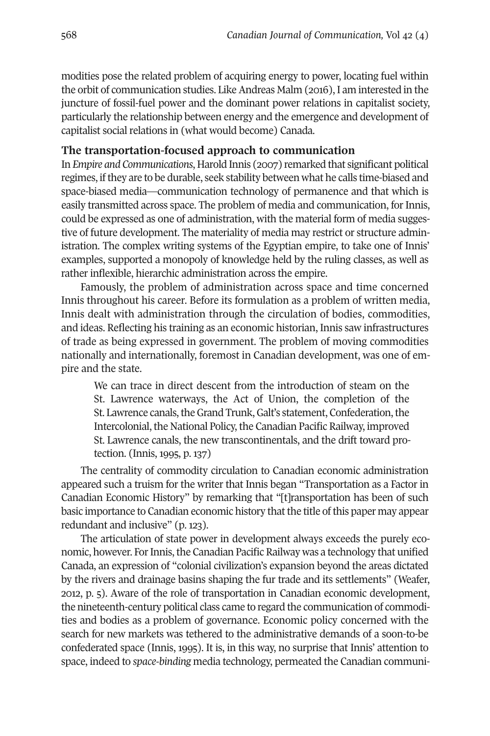modities pose the related problem of acquiring energy to power, locating fuel within the orbit of communication studies. Like Andreas Malm (2016), I am interested in the juncture of fossil-fuel power and the dominant power relations in capitalist society, particularly the relationship between energy and the emergence and development of capitalist social relations in (what would become) Canada.

## The transportation-focused approach to communication

In *Empire and Communications*, Harold Innis (2007) remarked that significant political regimes, if they are to be durable, seek stability between what he calls time-biased and space-biased media—communication technology of permanence and that which is easily transmitted across space. The problem of media and communication, for Innis, could be expressed as one of administration, with the material form of media suggestive of future development. The materiality of media may restrict or structure administration. The complex writing systems of the Egyptian empire, to take one of Innis' examples, supported a monopoly of knowledge held by the ruling classes, as well as rather inflexible, hierarchic administration across the empire.

Famously, the problem of administration across space and time concerned Innis throughout his career. Before its formulation as a problem of written media, Innis dealt with administration through the circulation of bodies, commodities, and ideas. Reflecting his training as an economic historian, Innis saw infrastructures of trade as being expressed in government. The problem of moving commodities nationally and internationally, foremost in Canadian development, was one of empire and the state.

> We can trace in direct descent from the introduction of steam on the St. Lawrence waterways, the Act of Union, the completion of the St. Lawrence canals, the Grand Trunk, Galt's statement, Confederation, the Intercolonial, the National Policy, the Canadian Pacific Railway, improved St. Lawrence canals, the new transcontinentals, and the drift toward protection. (Innis, 1995, p. 137)

The centrality of commodity circulation to Canadian economic administration appeared such a truism for the writer that Innis began "Transportation as a Factor in Canadian Economic History" by remarking that "[t]ransportation has been of such basic importance to Canadian economic history that the title of this paper may appear redundant and inclusive" (p. 123).

The articulation of state power in development always exceeds the purely economic, however. For Innis, the Canadian Pacific Railway was a technology that unified Canada, an expression of "colonial civilization's expansion beyond the areas dictated by the rivers and drainage basins shaping the fur trade and its settlements" (Weafer, 2012, p. 5). Aware of the role of transportation in Canadian economic development, the nineteenth-century political class came to regard the communication of commodities and bodies as a problem of governance. Economic policy concerned with the search for new markets was tethered to the administrative demands of a soon-to-be confederated space (Innis, 1995). It is, in this way, no surprise that Innis' attention to space, indeed to *space-binding* media technology, permeated the Canadian communi-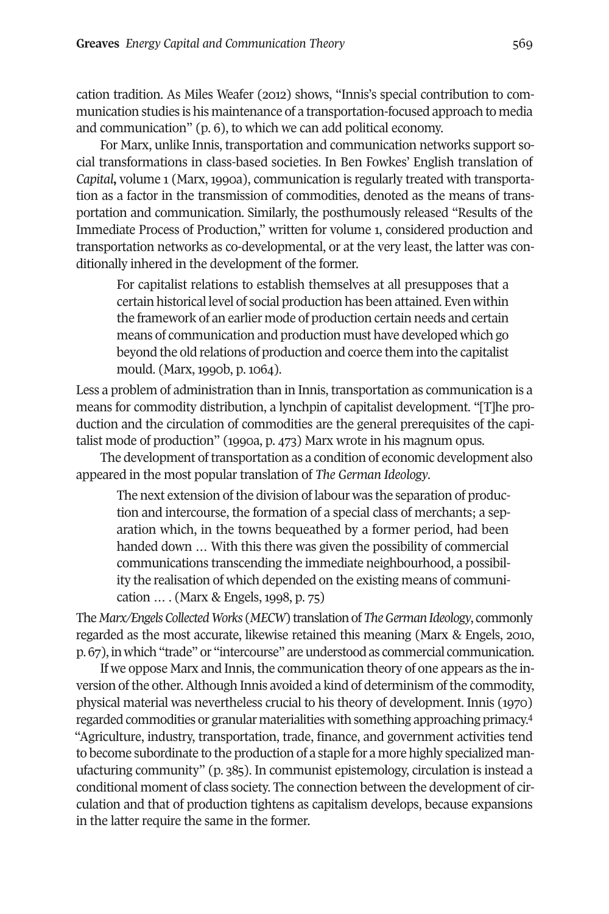cation tradition. As Miles Weafer (2012) shows, "Innis's special contribution to communication studies is his maintenance of a transportation-focused approach to media and communication" (p. 6), to which we can add political economy.

For Marx, unlike Innis, transportation and communication networks support social transformations in class-based societies. In Ben Fowkes' English translation of *Capital*, volume 1 (Marx, 1990a), communication is regularly treated with transportation as a factor in the transmission of commodities, denoted as the means of transportation and communication. Similarly, the posthumously released "Results of the Immediate Process of Production," written for volume 1, considered production and transportation networks as co-developmental, or at the very least, the latter was conditionally inhered in the development of the former.

> For capitalist relations to establish themselves at all presupposes that a certain historical level of social production has been attained. Even within the framework of an earlier mode of production certain needs and certain means of communication and production must have developed which go beyond the old relations of production and coerce them into the capitalist mould. (Marx, 1990b, p. 1064).

Less a problem of administration than in Innis, transportation as communication is a means for commodity distribution, a lynchpin of capitalist development. "[T]he production and the circulation of commodities are the general prerequisites of the capitalist mode of production" (1990a, p. 473) Marx wrote in his magnum opus.

The development of transportation as a condition of economic development also appeared in the most popular translation of *The German Ideology*.

> The next extension of the division of labour was the separation of production and intercourse, the formation of a special class of merchants; a separation which, in the towns bequeathed by a former period, had been handed down … With this there was given the possibility of commercial communications transcending the immediate neighbourhood, a possibility the realisation of which depended on the existing means of communication … . (Marx & Engels, 1998, p. 75)

The *Marx/Engels Collected Works* (*MECW*) translation of *The German Ideology*, commonly regarded as the most accurate, likewise retained this meaning (Marx & Engels, 2010, p. 67), in which "trade" or "intercourse" are understood as commercial communication.

If we oppose Marx and Innis, the communication theory of one appears as the inversion of the other. Although Innis avoided a kind of determinism of the commodity, physical material was nevertheless crucial to his theory of development. Innis (1970) regarded commodities or granular materialities with something approaching primacy.[4] "Agriculture, industry, transportation, trade, finance, and government activities tend to become subordinate to the production of a staple for a more highly specialized manufacturing community" (p. 385). In communist epistemology, circulation is instead a conditional moment of class society. The connection between the development of circulation and that of production tightens as capitalism develops, because expansions in the latter require the same in the former.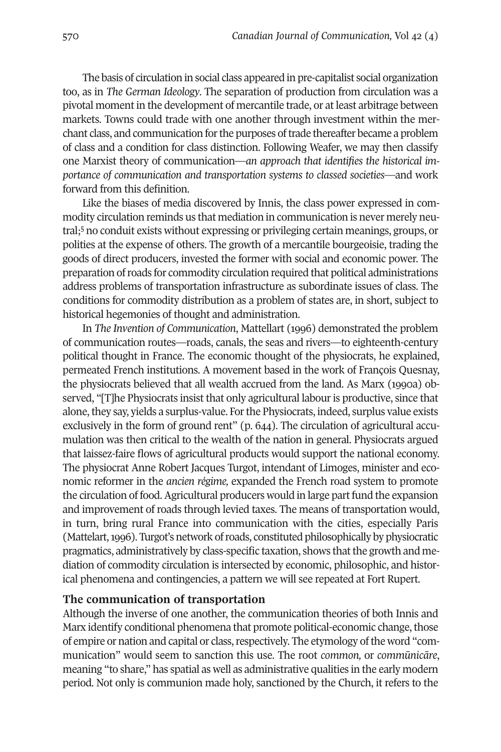The basis of circulation in social class appeared in pre-capitalist social organization too, as in *The German Ideology*. The separation of production from circulation was a pivotal moment in the development of mercantile trade, or at least arbitrage between markets. Towns could trade with one another through investment within the merchant class, and communication for the purposes of trade thereafter became a problem of class and a condition for class distinction. Following Weafer, we may then classify one Marxist theory of communication—*an approach that identifies the historical importance of communication and transportation systems to classed societies*—and work forward from this definition.

Like the biases of media discovered by Innis, the class power expressed in commodity circulation reminds us that mediation in communication is never merely neutral;[5] no conduit exists without expressing or privileging certain meanings, groups, or polities at the expense of others. The growth of a mercantile bourgeoisie, trading the goods of direct producers, invested the former with social and economic power. The preparation of roads for commodity circulation required that political administrations address problems of transportation infrastructure as subordinate issues of class. The conditions for commodity distribution as a problem of states are, in short, subject to historical hegemonies of thought and administration.

In *The Invention of Communication*, Mattellart (1996) demonstrated the problem of communication routes—roads, canals, the seas and rivers—to eighteenth-century political thought in France. The economic thought of the physiocrats, he explained, permeated French institutions. A movement based in the work of François Quesnay, the physiocrats believed that all wealth accrued from the land. As Marx (1990a) observed, "[T]he Physiocrats insist that only agricultural labour is productive, since that alone, they say, yields a surplus-value. For the Physiocrats, indeed, surplus value exists exclusively in the form of ground rent" (p. 644). The circulation of agricultural accumulation was then critical to the wealth of the nation in general. Physiocrats argued that laissez-faire flows of agricultural products would support the national economy. The physiocrat Anne Robert Jacques Turgot, intendant of Limoges, minister and economic reformer in the *ancien régime,* expanded the French road system to promote the circulation of food. Agricultural producers would in large part fund the expansion and improvement of roads through levied taxes. The means of transportation would, in turn, bring rural France into communication with the cities, especially Paris (Mattelart, 1996). Turgot's network of roads, constituted philosophically by physiocratic pragmatics, administratively by class-specific taxation, shows that the growth and mediation of commodity circulation is intersected by economic, philosophic, and historical phenomena and contingencies, a pattern we will see repeated at Fort Rupert.

## The communication of transportation

Although the inverse of one another, the communication theories of both Innis and Marx identify conditional phenomena that promote political-economic change, those of empire or nation and capital or class, respectively. The etymology of the word "communication" would seem to sanction this use. The root *common,* or *commūnicāre*, meaning "to share," has spatial as well as administrative qualities in the early modern period. Not only is communion made holy, sanctioned by the Church, it refers to the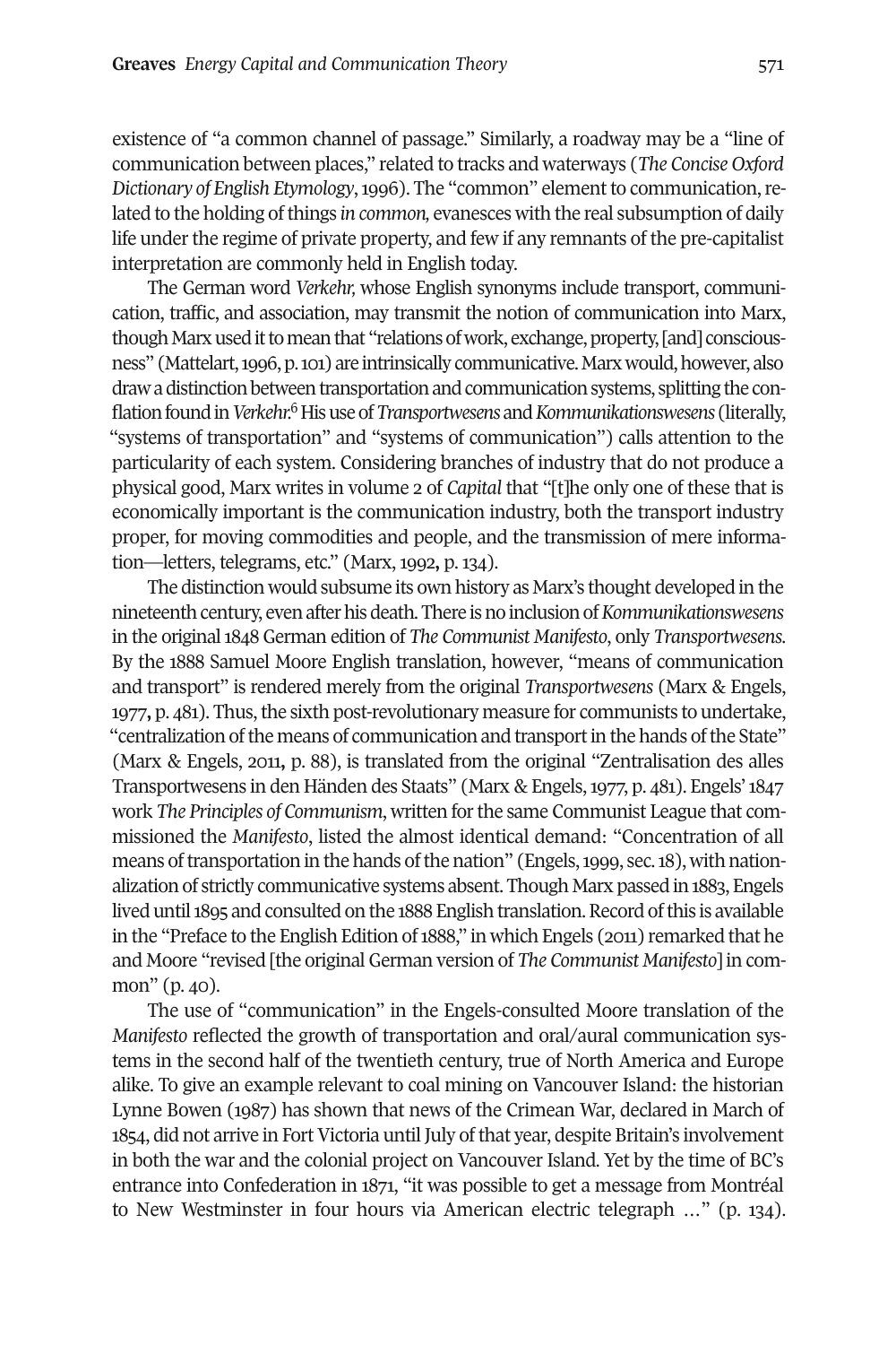existence of "a common channel of passage." Similarly, a roadway may be a "line of communication between places," related to tracks and waterways (*The Concise Oxford Dictionary of English Etymology*, 1996). The "common" element to communication, related to the holding of things *in common,* evanesces with the real subsumption of daily life under the regime of private property, and few if any remnants of the pre-capitalist interpretation are commonly held in English today.

The German word *Verkehr,* whose English synonyms include transport, communication, traffic, and association, may transmit the notion of communication into Marx, though Marx used it to mean that "relations of work, exchange, property, [and] consciousness" (Mattelart, 1996, p. 101) are intrinsically communicative. Marx would, however, also draw a distinction between transportation and communication systems, splitting the conflation found in *Verkehr.*[6] His use of *Transportwesens* and *Kommunikationswesens* (literally, "systems of transportation" and "systems of communication") calls attention to the particularity of each system. Considering branches of industry that do not produce a physical good, Marx writes in volume 2 of *Capital* that "[t]he only one of these that is economically important is the communication industry, both the transport industry proper, for moving commodities and people, and the transmission of mere information—letters, telegrams, etc." (Marx, 1992, p. 134).

The distinction would subsume its own history as Marx's thought developed in the nineteenth century, even after his death. There is no inclusion of *Kommunikationswesens* in the original 1848 German edition of *The Communist Manifesto*, only *Transportwesens.* By the 1888 Samuel Moore English translation, however, "means of communication and transport" is rendered merely from the original *Transportwesens* (Marx & Engels, 1977, p. 481). Thus, the sixth post-revolutionary measure for communists to undertake, "centralization of the means of communication and transport in the hands of the State" (Marx & Engels, 2011, p. 88), is translated from the original "Zentralisation des alles Transportwesens in den Händen des Staats" (Marx & Engels, 1977, p. 481). Engels' 1847 work *The Principles of Communism*, written for the same Communist League that commissioned the *Manifesto*, listed the almost identical demand: "Concentration of all means of transportation in the hands of the nation" (Engels, 1999, sec. 18), with nationalization of strictly communicative systems absent. Though Marx passed in 1883, Engels lived until 1895 and consulted on the 1888 English translation. Record of this is available in the "Preface to the English Edition of 1888," in which Engels (2011) remarked that he and Moore "revised [the original German version of *The Communist Manifesto*] in common" (p. 40).

The use of "communication" in the Engels-consulted Moore translation of the *Manifesto* reflected the growth of transportation and oral/aural communication systems in the second half of the twentieth century, true of North America and Europe alike. To give an example relevant to coal mining on Vancouver Island: the historian Lynne Bowen (1987) has shown that news of the Crimean War, declared in March of 1854, did not arrive in Fort Victoria until July of that year, despite Britain's involvement in both the war and the colonial project on Vancouver Island. Yet by the time of BC's entrance into Confederation in 1871, "it was possible to get a message from Montréal to New Westminster in four hours via American electric telegraph …" (p. 134).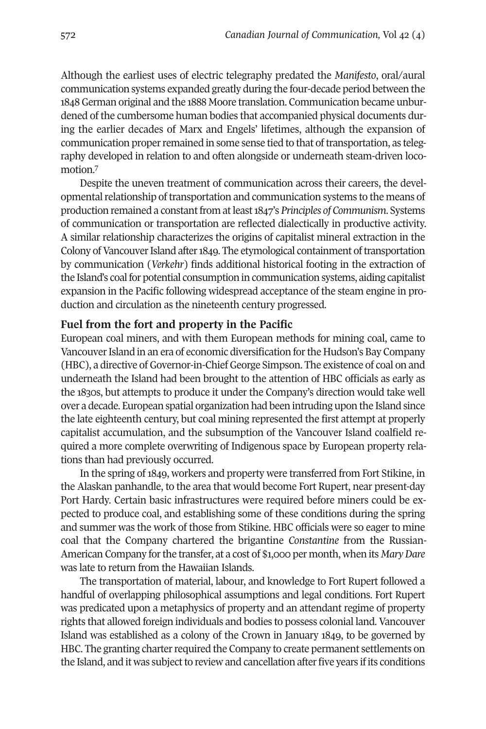Although the earliest uses of electric telegraphy predated the *Manifesto*, oral/aural communication systems expanded greatly during the four-decade period between the 1848 German original and the 1888 Moore translation. Communication became unburdened of the cumbersome human bodies that accompanied physical documents during the earlier decades of Marx and Engels' lifetimes, although the expansion of communication proper remained in some sense tied to that of transportation, as telegraphy developed in relation to and often alongside or underneath steam-driven locomotion.[7]

Despite the uneven treatment of communication across their careers, the developmental relationship of transportation and communication systems to the means of production remained a constant from at least 1847's *Principles of Communism*. Systems of communication or transportation are reflected dialectically in productive activity. A similar relationship characterizes the origins of capitalist mineral extraction in the Colony of Vancouver Island after 1849. The etymological containment of transportation by communication (*Verkehr*) finds additional historical footing in the extraction of the Island's coal for potential consumption in communication systems, aiding capitalist expansion in the Pacific following widespread acceptance of the steam engine in production and circulation as the nineteenth century progressed.

## Fuel from the fort and property in the Pacific

European coal miners, and with them European methods for mining coal, came to Vancouver Island in an era of economic diversification for the Hudson's Bay Company (HBC), a directive of Governor-in-Chief George Simpson. The existence of coal on and underneath the Island had been brought to the attention of HBC officials as early as the 1830s, but attempts to produce it under the Company's direction would take well over a decade. European spatial organization had been intruding upon the Island since the late eighteenth century, but coal mining represented the first attempt at properly capitalist accumulation, and the subsumption of the Vancouver Island coalfield required a more complete overwriting of Indigenous space by European property relations than had previously occurred.

In the spring of 1849, workers and property were transferred from Fort Stikine, in the Alaskan panhandle, to the area that would become Fort Rupert, near present-day Port Hardy. Certain basic infrastructures were required before miners could be expected to produce coal, and establishing some of these conditions during the spring and summer was the work of those from Stikine. HBC officials were so eager to mine coal that the Company chartered the brigantine *Constantine* from the Russian-American Company for the transfer, at a cost of $1,000 per month, when its *Mary Dare* was late to return from the Hawaiian Islands.

The transportation of material, labour, and knowledge to Fort Rupert followed a handful of overlapping philosophical assumptions and legal conditions. Fort Rupert was predicated upon a metaphysics of property and an attendant regime of property rights that allowed foreign individuals and bodies to possess colonial land. Vancouver Island was established as a colony of the Crown in January 1849, to be governed by HBC. The granting charter required the Company to create permanent settlements on the Island, and it was subject to review and cancellation after five years if its conditions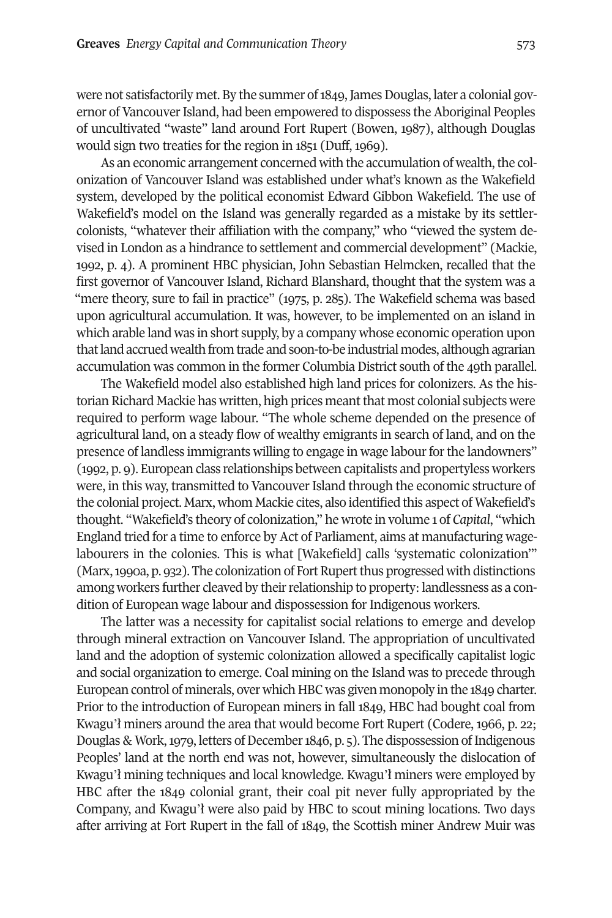were not satisfactorily met. By the summer of 1849, James Douglas, later a colonial governor of Vancouver Island, had been empowered to dispossess the Aboriginal Peoples of uncultivated "waste" land around Fort Rupert (Bowen, 1987), although Douglas would sign two treaties for the region in 1851 (Duff, 1969).

As an economic arrangement concerned with the accumulation of wealth, the colonization of Vancouver Island was established under what's known as the Wakefield system, developed by the political economist Edward Gibbon Wakefield. The use of Wakefield's model on the Island was generally regarded as a mistake by its settler-colonists, "whatever their affiliation with the company," who "viewed the system devised in London as a hindrance to settlement and commercial development" (Mackie, 1992, p. 4). A prominent HBC physician, John Sebastian Helmcken, recalled that the first governor of Vancouver Island, Richard Blanshard, thought that the system was a "mere theory, sure to fail in practice" (1975, p. 285). The Wakefield schema was based upon agricultural accumulation. It was, however, to be implemented on an island in which arable land was in short supply, by a company whose economic operation upon that land accrued wealth from trade and soon-to-be industrial modes, although agrarian accumulation was common in the former Columbia District south of the 49th parallel.

The Wakefield model also established high land prices for colonizers. As the historian Richard Mackie has written, high prices meant that most colonial subjects were required to perform wage labour. "The whole scheme depended on the presence of agricultural land, on a steady flow of wealthy emigrants in search of land, and on the presence of landless immigrants willing to engage in wage labour for the landowners" (1992, p. 9). European class relationships between capitalists and propertyless workers were, in this way, transmitted to Vancouver Island through the economic structure of the colonial project. Marx, whom Mackie cites, also identified this aspect of Wakefield's thought. "Wakefield's theory of colonization," he wrote in volume 1 of *Capital*, "which England tried for a time to enforce by Act of Parliament, aims at manufacturing wage-labourers in the colonies. This is what [Wakefield] calls 'systematic colonization'" (Marx, 1990a, p. 932). The colonization of Fort Rupert thus progressed with distinctions among workers further cleaved by their relationship to property: landlessness as a condition of European wage labour and dispossession for Indigenous workers.

The latter was a necessity for capitalist social relations to emerge and develop through mineral extraction on Vancouver Island. The appropriation of uncultivated land and the adoption of systemic colonization allowed a specifically capitalist logic and social organization to emerge. Coal mining on the Island was to precede through European control of minerals, over which HBC was given monopoly in the 1849 charter. Prior to the introduction of European miners in fall 1849, HBC had bought coal from Kwagu'ł miners around the area that would become Fort Rupert (Codere, 1966, p. 22; Douglas & Work, 1979, letters of December 1846, p. 5). The dispossession of Indigenous Peoples' land at the north end was not, however, simultaneously the dislocation of Kwagu'ł mining techniques and local knowledge. Kwagu'ł miners were employed by HBC after the 1849 colonial grant, their coal pit never fully appropriated by the Company, and Kwagu'ł were also paid by HBC to scout mining locations. Two days after arriving at Fort Rupert in the fall of 1849, the Scottish miner Andrew Muir was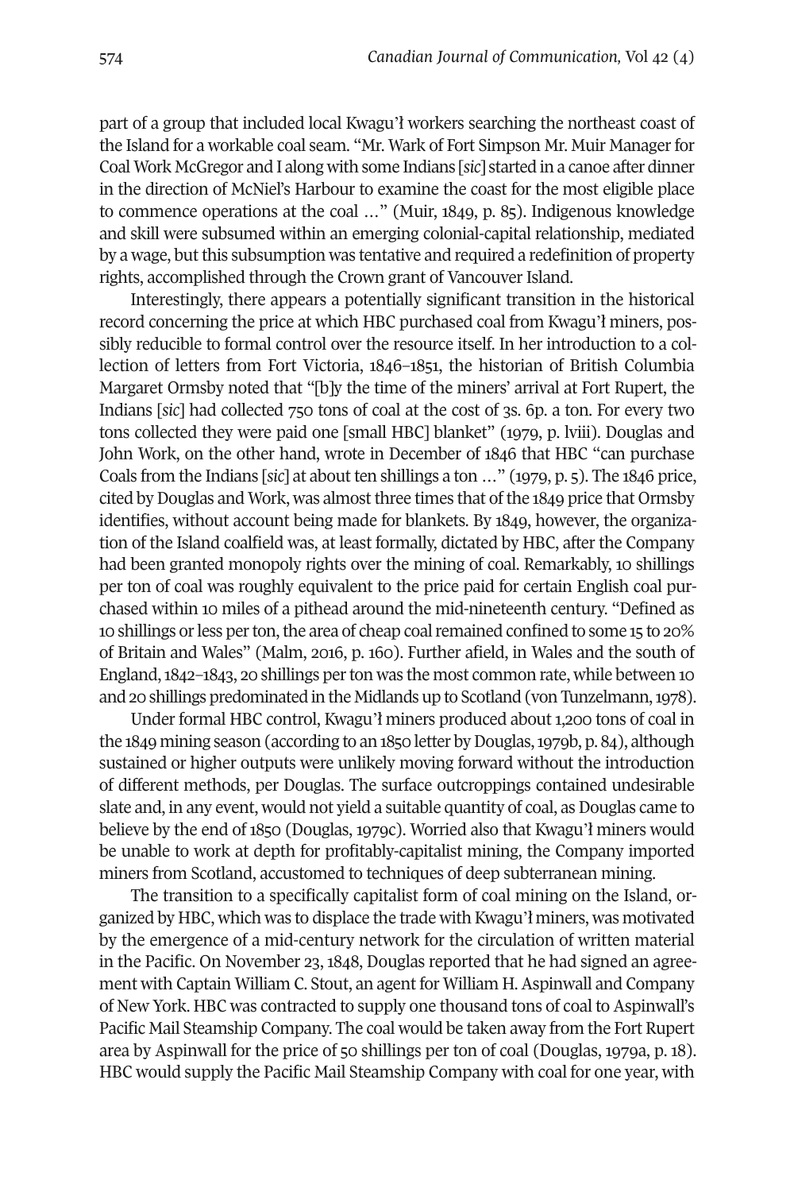part of a group that included local Kwagu'ł workers searching the northeast coast of the Island for a workable coal seam. "Mr. Wark of Fort Simpson Mr. Muir Manager for Coal Work McGregor and I along with some Indians [*sic*] started in a canoe after dinner in the direction of McNiel's Harbour to examine the coast for the most eligible place to commence operations at the coal …" (Muir, 1849, p. 85). Indigenous knowledge and skill were subsumed within an emerging colonial-capital relationship, mediated by a wage, but this subsumption was tentative and required a redefinition of property rights, accomplished through the Crown grant of Vancouver Island.

Interestingly, there appears a potentially significant transition in the historical record concerning the price at which HBC purchased coal from Kwagu'ł miners, possibly reducible to formal control over the resource itself. In her introduction to a collection of letters from Fort Victoria, 1846–1851, the historian of British Columbia Margaret Ormsby noted that "[b]y the time of the miners' arrival at Fort Rupert, the Indians [*sic*] had collected 750 tons of coal at the cost of 3s. 6p. a ton. For every two tons collected they were paid one [small HBC] blanket" (1979, p. lviii). Douglas and John Work, on the other hand, wrote in December of 1846 that HBC "can purchase Coals from the Indians [*sic*] at about ten shillings a ton …" (1979, p. 5). The 1846 price, cited by Douglas and Work, was almost three times that of the 1849 price that Ormsby identifies, without account being made for blankets. By 1849, however, the organization of the Island coalfield was, at least formally, dictated by HBC, after the Company had been granted monopoly rights over the mining of coal. Remarkably, 10 shillings per ton of coal was roughly equivalent to the price paid for certain English coal purchased within 10 miles of a pithead around the mid-nineteenth century. "Defined as 10 shillings or less per ton, the area of cheap coal remained confined to some 15 to 20% of Britain and Wales" (Malm, 2016, p. 160). Further afield, in Wales and the south of England, 1842–1843, 20 shillings per ton was the most common rate, while between 10 and 20 shillings predominated in the Midlands up to Scotland (von Tunzelmann, 1978).

Under formal HBC control, Kwagu'ł miners produced about 1,200 tons of coal in the 1849 mining season (according to an 1850 letter by Douglas, 1979b, p. 84), although sustained or higher outputs were unlikely moving forward without the introduction of different methods, per Douglas. The surface outcroppings contained undesirable slate and, in any event, would not yield a suitable quantity of coal, as Douglas came to believe by the end of 1850 (Douglas, 1979c). Worried also that Kwagu'ł miners would be unable to work at depth for profitably-capitalist mining, the Company imported miners from Scotland, accustomed to techniques of deep subterranean mining.

The transition to a specifically capitalist form of coal mining on the Island, organized by HBC, which was to displace the trade with Kwagu'ł miners, was motivated by the emergence of a mid-century network for the circulation of written material in the Pacific. On November 23, 1848, Douglas reported that he had signed an agreement with Captain William C. Stout, an agent for William H. Aspinwall and Company of New York. HBC was contracted to supply one thousand tons of coal to Aspinwall's Pacific Mail Steamship Company. The coal would be taken away from the Fort Rupert area by Aspinwall for the price of 50 shillings per ton of coal (Douglas, 1979a, p. 18). HBC would supply the Pacific Mail Steamship Company with coal for one year, with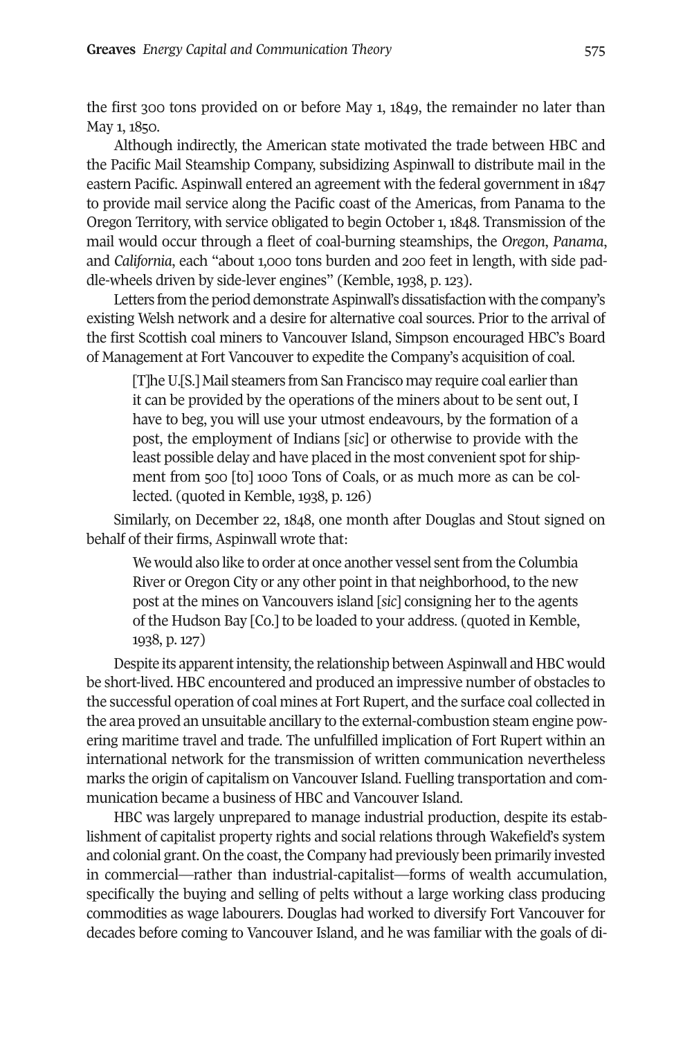the first 300 tons provided on or before May 1, 1849, the remainder no later than May 1, 1850.

Although indirectly, the American state motivated the trade between HBC and the Pacific Mail Steamship Company, subsidizing Aspinwall to distribute mail in the eastern Pacific. Aspinwall entered an agreement with the federal government in 1847 to provide mail service along the Pacific coast of the Americas, from Panama to the Oregon Territory, with service obligated to begin October 1, 1848. Transmission of the mail would occur through a fleet of coal-burning steamships, the *Oregon*, *Panama*, and *California*, each "about 1,000 tons burden and 200 feet in length, with side paddle-wheels driven by side-lever engines" (Kemble, 1938, p. 123).

Letters from the period demonstrate Aspinwall's dissatisfaction with the company's existing Welsh network and a desire for alternative coal sources. Prior to the arrival of the first Scottish coal miners to Vancouver Island, Simpson encouraged HBC's Board of Management at Fort Vancouver to expedite the Company's acquisition of coal.

> [T]he U.[S.] Mail steamers from San Francisco may require coal earlier than it can be provided by the operations of the miners about to be sent out, I have to beg, you will use your utmost endeavours, by the formation of a post, the employment of Indians [*sic*] or otherwise to provide with the least possible delay and have placed in the most convenient spot for shipment from 500 [to] 1000 Tons of Coals, or as much more as can be collected. (quoted in Kemble, 1938, p. 126)

Similarly, on December 22, 1848, one month after Douglas and Stout signed on behalf of their firms, Aspinwall wrote that:

> We would also like to order at once another vessel sent from the Columbia River or Oregon City or any other point in that neighborhood, to the new post at the mines on Vancouvers island [*sic*] consigning her to the agents of the Hudson Bay [Co.] to be loaded to your address. (quoted in Kemble, 1938, p. 127)

Despite its apparent intensity, the relationship between Aspinwall and HBC would be short-lived. HBC encountered and produced an impressive number of obstacles to the successful operation of coal mines at Fort Rupert, and the surface coal collected in the area proved an unsuitable ancillary to the external-combustion steam engine powering maritime travel and trade. The unfulfilled implication of Fort Rupert within an international network for the transmission of written communication nevertheless marks the origin of capitalism on Vancouver Island. Fuelling transportation and communication became a business of HBC and Vancouver Island.

HBC was largely unprepared to manage industrial production, despite its establishment of capitalist property rights and social relations through Wakefield's system and colonial grant. On the coast, the Company had previously been primarily invested in commercial—rather than industrial-capitalist—forms of wealth accumulation, specifically the buying and selling of pelts without a large working class producing commodities as wage labourers. Douglas had worked to diversify Fort Vancouver for decades before coming to Vancouver Island, and he was familiar with the goals of di-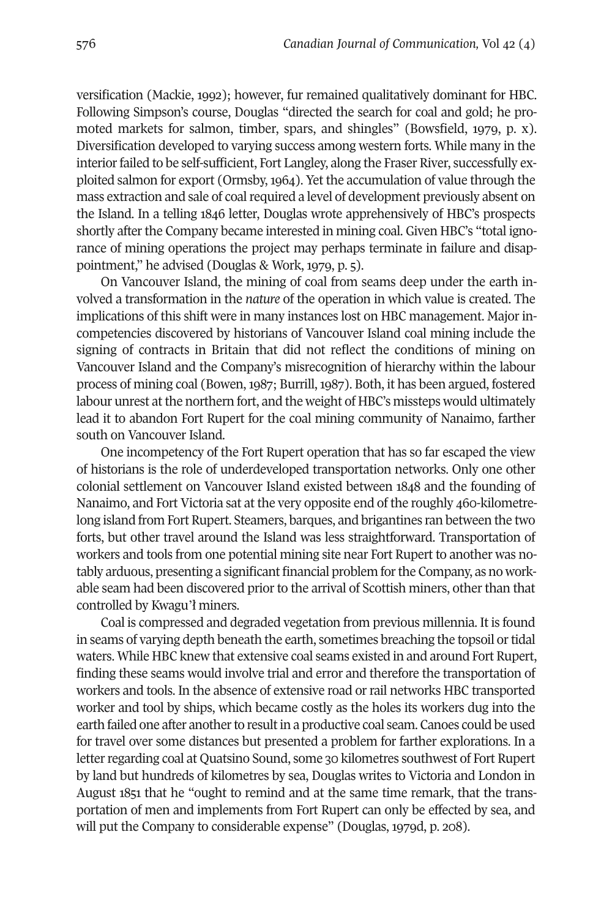versification (Mackie, 1992); however, fur remained qualitatively dominant for HBC. Following Simpson's course, Douglas "directed the search for coal and gold; he promoted markets for salmon, timber, spars, and shingles" (Bowsfield, 1979, p. x). Diversification developed to varying success among western forts. While many in the interior failed to be self-sufficient, Fort Langley, along the Fraser River, successfully exploited salmon for export (Ormsby, 1964). Yet the accumulation of value through the mass extraction and sale of coal required a level of development previously absent on the Island. In a telling 1846 letter, Douglas wrote apprehensively of HBC's prospects shortly after the Company became interested in mining coal. Given HBC's "total ignorance of mining operations the project may perhaps terminate in failure and disappointment," he advised (Douglas & Work, 1979, p. 5).

On Vancouver Island, the mining of coal from seams deep under the earth involved a transformation in the *nature* of the operation in which value is created. The implications of this shift were in many instances lost on HBC management. Major incompetencies discovered by historians of Vancouver Island coal mining include the signing of contracts in Britain that did not reflect the conditions of mining on Vancouver Island and the Company's misrecognition of hierarchy within the labour process of mining coal (Bowen, 1987; Burrill, 1987). Both, it has been argued, fostered labour unrest at the northern fort, and the weight of HBC's missteps would ultimately lead it to abandon Fort Rupert for the coal mining community of Nanaimo, farther south on Vancouver Island.

One incompetency of the Fort Rupert operation that has so far escaped the view of historians is the role of underdeveloped transportation networks. Only one other colonial settlement on Vancouver Island existed between 1848 and the founding of Nanaimo, and Fort Victoria sat at the very opposite end of the roughly 460-kilometre-long island from Fort Rupert. Steamers, barques, and brigantines ran between the two forts, but other travel around the Island was less straightforward. Transportation of workers and tools from one potential mining site near Fort Rupert to another was notably arduous, presenting a significant financial problem for the Company, as no workable seam had been discovered prior to the arrival of Scottish miners, other than that controlled by Kwagu'ł miners.

Coal is compressed and degraded vegetation from previous millennia. It is found in seams of varying depth beneath the earth, sometimes breaching the topsoil or tidal waters. While HBC knew that extensive coal seams existed in and around Fort Rupert, finding these seams would involve trial and error and therefore the transportation of workers and tools. In the absence of extensive road or rail networks HBC transported worker and tool by ships, which became costly as the holes its workers dug into the earth failed one after another to result in a productive coal seam. Canoes could be used for travel over some distances but presented a problem for farther explorations. In a letter regarding coal at Quatsino Sound, some 30 kilometres southwest of Fort Rupert by land but hundreds of kilometres by sea, Douglas writes to Victoria and London in August 1851 that he "ought to remind and at the same time remark, that the transportation of men and implements from Fort Rupert can only be effected by sea, and will put the Company to considerable expense" (Douglas, 1979d, p. 208).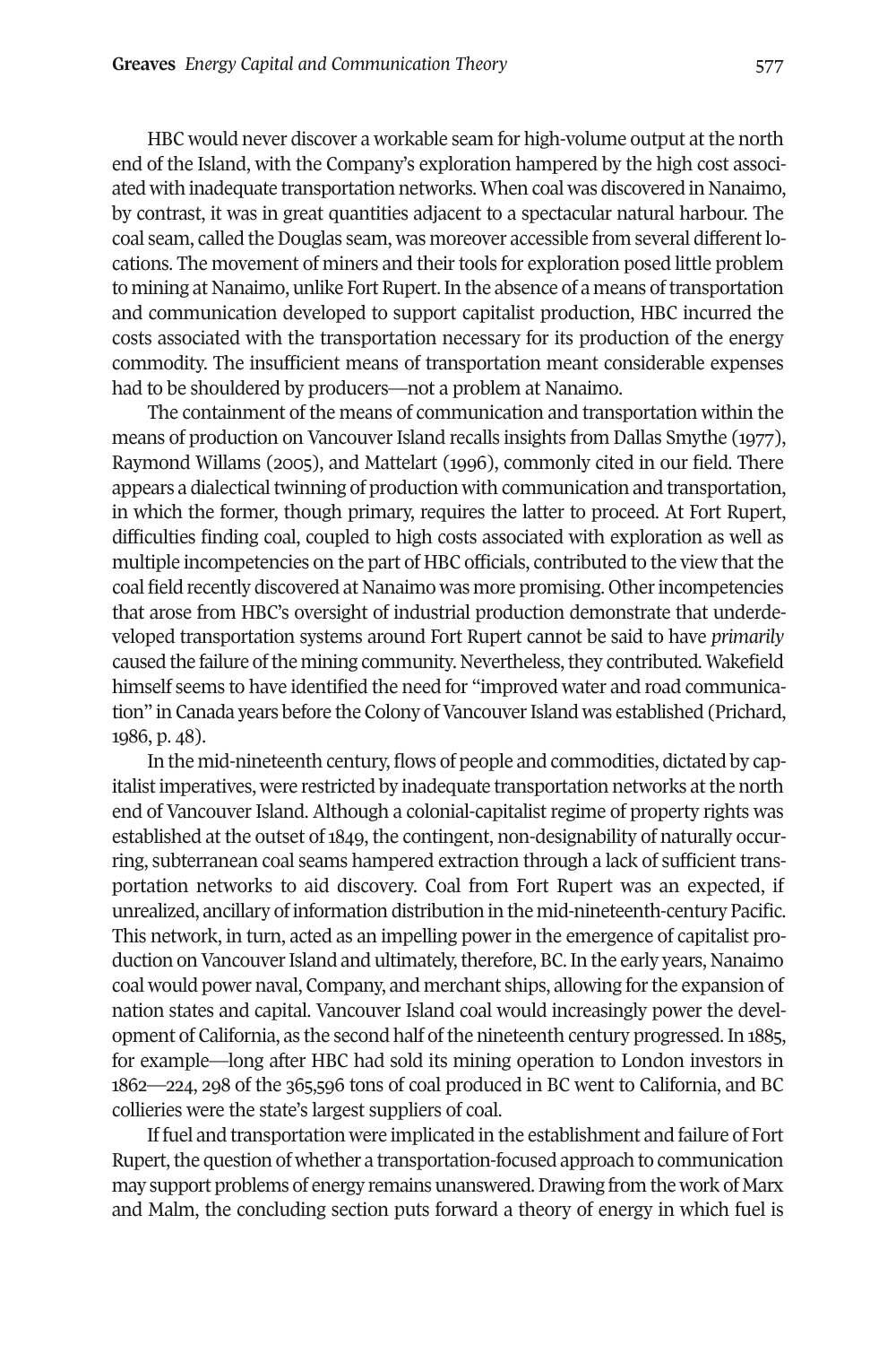HBC would never discover a workable seam for high-volume output at the north end of the Island, with the Company's exploration hampered by the high cost associated with inadequate transportation networks. When coal was discovered in Nanaimo, by contrast, it was in great quantities adjacent to a spectacular natural harbour. The coal seam, called the Douglas seam, was moreover accessible from several different locations. The movement of miners and their tools for exploration posed little problem to mining at Nanaimo, unlike Fort Rupert. In the absence of a means of transportation and communication developed to support capitalist production, HBC incurred the costs associated with the transportation necessary for its production of the energy commodity. The insufficient means of transportation meant considerable expenses had to be shouldered by producers—not a problem at Nanaimo.

The containment of the means of communication and transportation within the means of production on Vancouver Island recalls insights from Dallas Smythe (1977), Raymond Willams (2005), and Mattelart (1996), commonly cited in our field. There appears a dialectical twinning of production with communication and transportation, in which the former, though primary, requires the latter to proceed. At Fort Rupert, difficulties finding coal, coupled to high costs associated with exploration as well as multiple incompetencies on the part of HBC officials, contributed to the view that the coal field recently discovered at Nanaimo was more promising. Other incompetencies that arose from HBC's oversight of industrial production demonstrate that underdeveloped transportation systems around Fort Rupert cannot be said to have *primarily* caused the failure of the mining community. Nevertheless, they contributed. Wakefield himself seems to have identified the need for "improved water and road communication" in Canada years before the Colony of Vancouver Island was established (Prichard, 1986, p. 48).

In the mid-nineteenth century, flows of people and commodities, dictated by capitalist imperatives, were restricted by inadequate transportation networks at the north end of Vancouver Island. Although a colonial-capitalist regime of property rights was established at the outset of 1849, the contingent, non-designability of naturally occurring, subterranean coal seams hampered extraction through a lack of sufficient transportation networks to aid discovery. Coal from Fort Rupert was an expected, if unrealized, ancillary of information distribution in the mid-nineteenth-century Pacific. This network, in turn, acted as an impelling power in the emergence of capitalist production on Vancouver Island and ultimately, therefore, BC. In the early years, Nanaimo coal would power naval, Company, and merchant ships, allowing for the expansion of nation states and capital. Vancouver Island coal would increasingly power the development of California, as the second half of the nineteenth century progressed. In 1885, for example—long after HBC had sold its mining operation to London investors in 1862—224, 298 of the 365,596 tons of coal produced in BC went to California, and BC collieries were the state's largest suppliers of coal.

If fuel and transportation were implicated in the establishment and failure of Fort Rupert, the question of whether a transportation-focused approach to communication may support problems of energy remains unanswered. Drawing from the work of Marx and Malm, the concluding section puts forward a theory of energy in which fuel is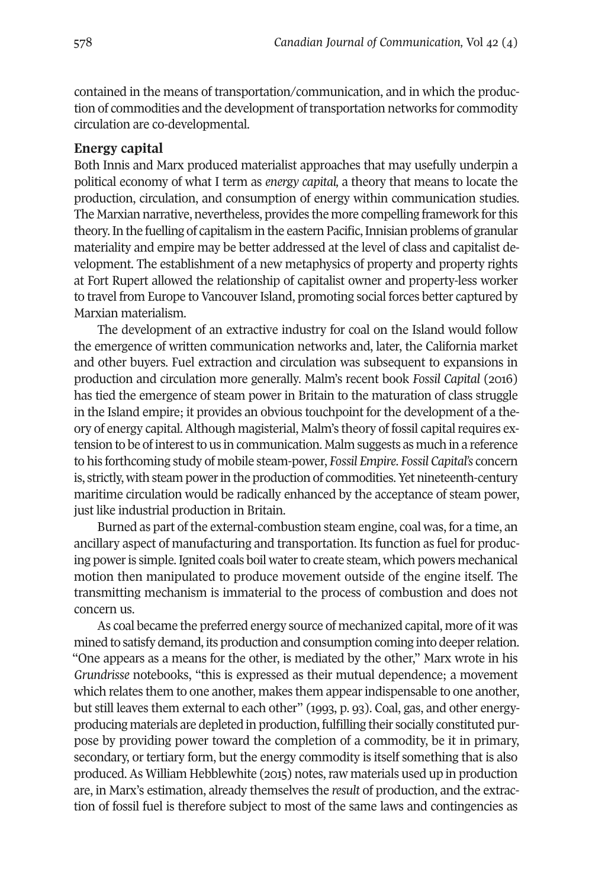contained in the means of transportation/communication, and in which the production of commodities and the development of transportation networks for commodity circulation are co-developmental.

## Energy capital

Both Innis and Marx produced materialist approaches that may usefully underpin a political economy of what I term as *energy capital,* a theory that means to locate the production, circulation, and consumption of energy within communication studies. The Marxian narrative, nevertheless, provides the more compelling framework for this theory. In the fuelling of capitalism in the eastern Pacific, Innisian problems of granular materiality and empire may be better addressed at the level of class and capitalist development. The establishment of a new metaphysics of property and property rights at Fort Rupert allowed the relationship of capitalist owner and property-less worker to travel from Europe to Vancouver Island, promoting social forces better captured by Marxian materialism.

The development of an extractive industry for coal on the Island would follow the emergence of written communication networks and, later, the California market and other buyers. Fuel extraction and circulation was subsequent to expansions in production and circulation more generally. Malm's recent book *Fossil Capital* (2016) has tied the emergence of steam power in Britain to the maturation of class struggle in the Island empire; it provides an obvious touchpoint for the development of a theory of energy capital. Although magisterial, Malm's theory of fossil capital requires extension to be of interest to us in communication. Malm suggests as much in a reference to his forthcoming study of mobile steam-power, *Fossil Empire*. *Fossil Capital's* concern is, strictly, with steam power in the production of commodities. Yet nineteenth-century maritime circulation would be radically enhanced by the acceptance of steam power, just like industrial production in Britain.

Burned as part of the external-combustion steam engine, coal was, for a time, an ancillary aspect of manufacturing and transportation. Its function as fuel for producing power is simple. Ignited coals boil water to create steam, which powers mechanical motion then manipulated to produce movement outside of the engine itself. The transmitting mechanism is immaterial to the process of combustion and does not concern us.

As coal became the preferred energy source of mechanized capital, more of it was mined to satisfy demand, its production and consumption coming into deeper relation. "One appears as a means for the other, is mediated by the other," Marx wrote in his *Grundrisse* notebooks, "this is expressed as their mutual dependence; a movement which relates them to one another, makes them appear indispensable to one another, but still leaves them external to each other" (1993, p. 93). Coal, gas, and other energy-producing materials are depleted in production, fulfilling their socially constituted purpose by providing power toward the completion of a commodity, be it in primary, secondary, or tertiary form, but the energy commodity is itself something that is also produced. As William Hebblewhite (2015) notes, raw materials used up in production are, in Marx's estimation, already themselves the *result* of production, and the extraction of fossil fuel is therefore subject to most of the same laws and contingencies as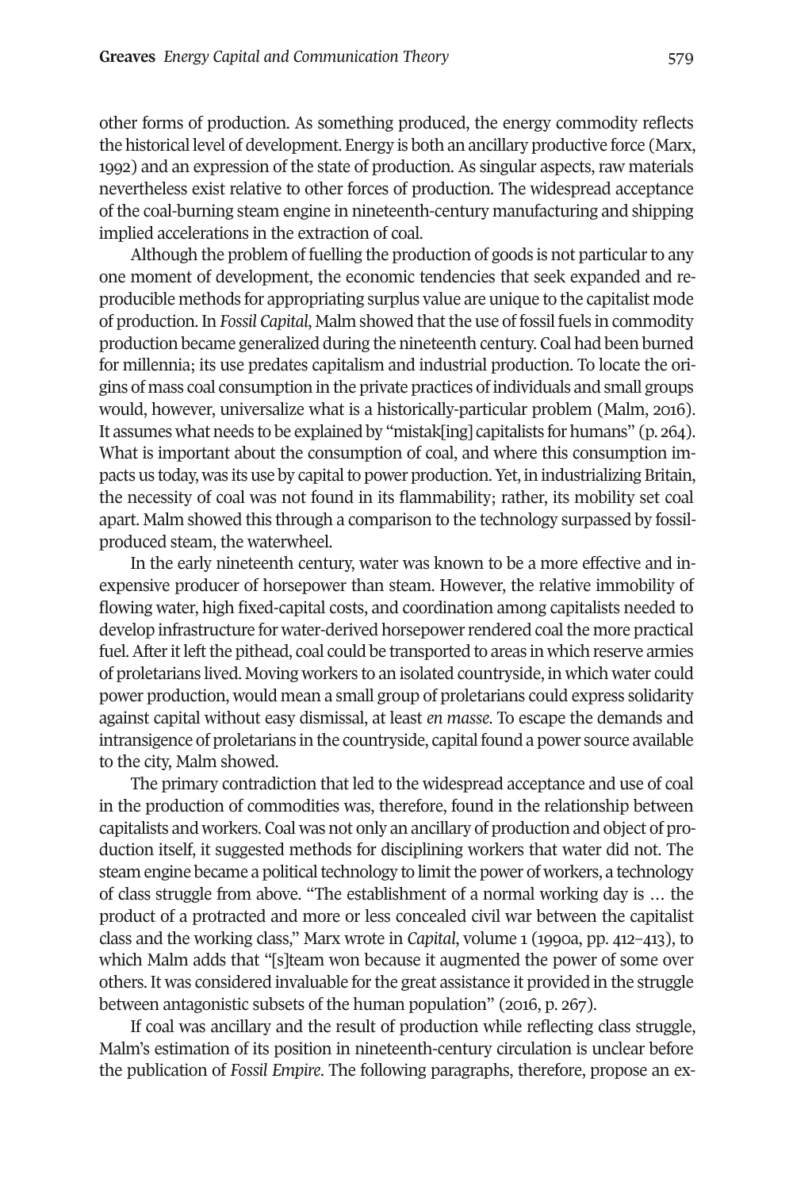other forms of production. As something produced, the energy commodity reflects the historical level of development. Energy is both an ancillary productive force (Marx, 1992) and an expression of the state of production. As singular aspects, raw materials nevertheless exist relative to other forces of production. The widespread acceptance of the coal-burning steam engine in nineteenth-century manufacturing and shipping implied accelerations in the extraction of coal.

Although the problem of fuelling the production of goods is not particular to any one moment of development, the economic tendencies that seek expanded and reproducible methods for appropriating surplus value are unique to the capitalist mode of production. In *Fossil Capital*, Malm showed that the use of fossil fuels in commodity production became generalized during the nineteenth century. Coal had been burned for millennia; its use predates capitalism and industrial production. To locate the origins of mass coal consumption in the private practices of individuals and small groups would, however, universalize what is a historically-particular problem (Malm, 2016). It assumes what needs to be explained by "mistak[ing] capitalists for humans" (p. 264). What is important about the consumption of coal, and where this consumption impacts us today, was its use by capital to power production. Yet, in industrializing Britain, the necessity of coal was not found in its flammability; rather, its mobility set coal apart. Malm showed this through a comparison to the technology surpassed by fossil-produced steam, the waterwheel.

In the early nineteenth century, water was known to be a more effective and inexpensive producer of horsepower than steam. However, the relative immobility of flowing water, high fixed-capital costs, and coordination among capitalists needed to develop infrastructure for water-derived horsepower rendered coal the more practical fuel. After it left the pithead, coal could be transported to areas in which reserve armies of proletarians lived. Moving workers to an isolated countryside, in which water could power production, would mean a small group of proletarians could express solidarity against capital without easy dismissal, at least *en masse*. To escape the demands and intransigence of proletarians in the countryside, capital found a power source available to the city, Malm showed.

The primary contradiction that led to the widespread acceptance and use of coal in the production of commodities was, therefore, found in the relationship between capitalists and workers. Coal was not only an ancillary of production and object of production itself, it suggested methods for disciplining workers that water did not. The steam engine became a political technology to limit the power of workers, a technology of class struggle from above. "The establishment of a normal working day is … the product of a protracted and more or less concealed civil war between the capitalist class and the working class," Marx wrote in *Capital*, volume 1 (1990a, pp. 412–413), to which Malm adds that "[s]team won because it augmented the power of some over others. It was considered invaluable for the great assistance it provided in the struggle between antagonistic subsets of the human population" (2016, p. 267).

If coal was ancillary and the result of production while reflecting class struggle, Malm's estimation of its position in nineteenth-century circulation is unclear before the publication of *Fossil Empire*. The following paragraphs, therefore, propose an ex-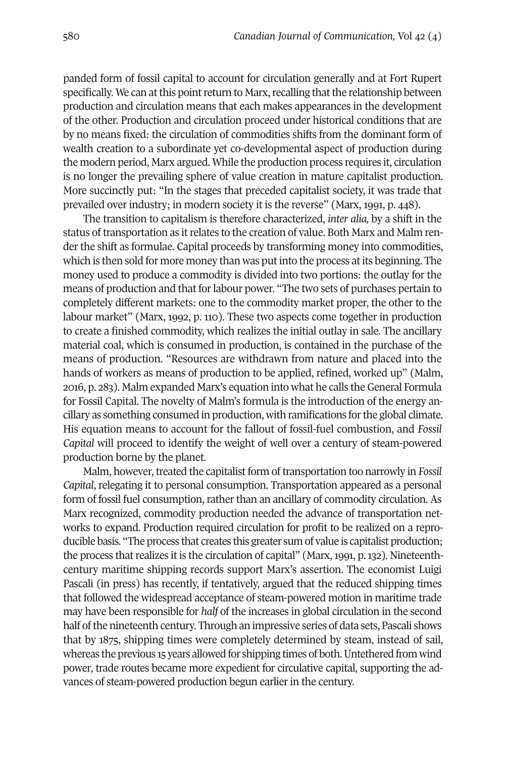panded form of fossil capital to account for circulation generally and at Fort Rupert specifically. We can at this point return to Marx, recalling that the relationship between production and circulation means that each makes appearances in the development of the other. Production and circulation proceed under historical conditions that are by no means fixed: the circulation of commodities shifts from the dominant form of wealth creation to a subordinate yet co-developmental aspect of production during the modern period, Marx argued. While the production process requires it, circulation is no longer the prevailing sphere of value creation in mature capitalist production. More succinctly put: "In the stages that preceded capitalist society, it was trade that prevailed over industry; in modern society it is the reverse" (Marx, 1991, p. 448).

The transition to capitalism is therefore characterized, *inter alia,* by a shift in the status of transportation as it relates to the creation of value. Both Marx and Malm render the shift as formulae. Capital proceeds by transforming money into commodities, which is then sold for more money than was put into the process at its beginning. The money used to produce a commodity is divided into two portions: the outlay for the means of production and that for labour power. "The two sets of purchases pertain to completely different markets: one to the commodity market proper, the other to the labour market" (Marx, 1992, p. 110). These two aspects come together in production to create a finished commodity, which realizes the initial outlay in sale. The ancillary material coal, which is consumed in production, is contained in the purchase of the means of production. "Resources are withdrawn from nature and placed into the hands of workers as means of production to be applied, refined, worked up" (Malm, 2016, p. 283). Malm expanded Marx's equation into what he calls the General Formula for Fossil Capital. The novelty of Malm's formula is the introduction of the energy ancillary as something consumed in production, with ramifications for the global climate. His equation means to account for the fallout of fossil-fuel combustion, and *Fossil Capital* will proceed to identify the weight of well over a century of steam-powered production borne by the planet.

Malm, however, treated the capitalist form of transportation too narrowly in *Fossil Capital*, relegating it to personal consumption. Transportation appeared as a personal form of fossil fuel consumption, rather than an ancillary of commodity circulation. As Marx recognized, commodity production needed the advance of transportation networks to expand. Production required circulation for profit to be realized on a reproducible basis. "The process that creates this greater sum of value is capitalist production; the process that realizes it is the circulation of capital" (Marx, 1991, p. 132). Nineteenth-century maritime shipping records support Marx's assertion. The economist Luigi Pascali (in press) has recently, if tentatively, argued that the reduced shipping times that followed the widespread acceptance of steam-powered motion in maritime trade may have been responsible for *half* of the increases in global circulation in the second half of the nineteenth century. Through an impressive series of data sets, Pascali shows that by 1875, shipping times were completely determined by steam, instead of sail, whereas the previous 15 years allowed for shipping times of both. Untethered from wind power, trade routes became more expedient for circulative capital, supporting the advances of steam-powered production begun earlier in the century.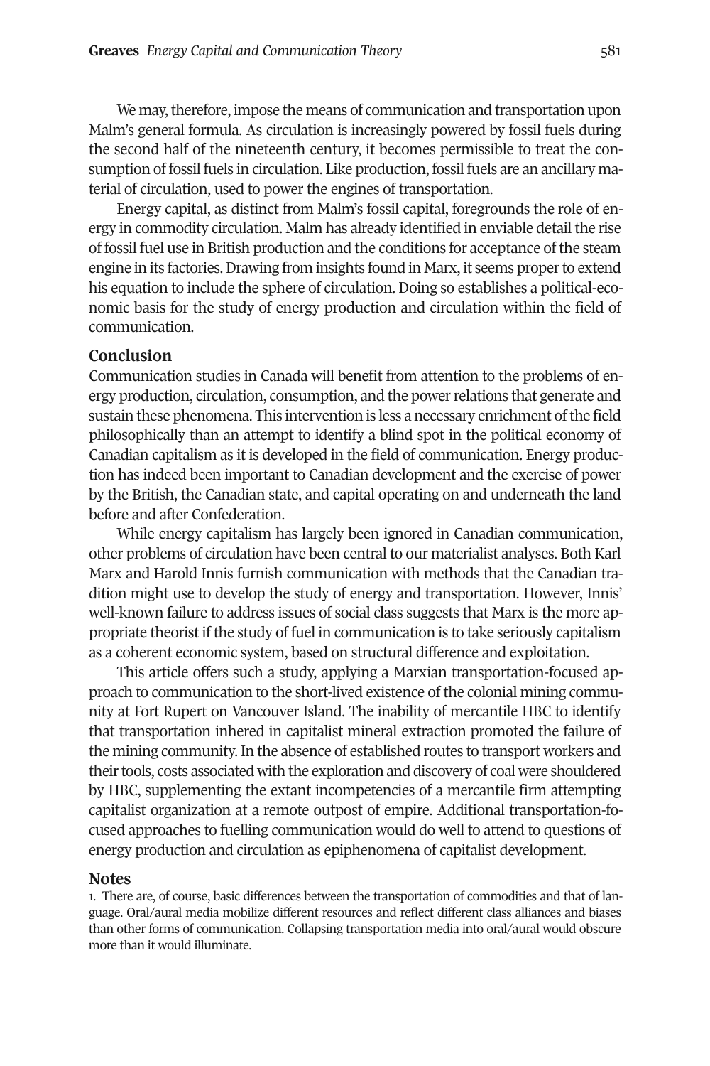We may, therefore, impose the means of communication and transportation upon Malm's general formula. As circulation is increasingly powered by fossil fuels during the second half of the nineteenth century, it becomes permissible to treat the consumption of fossil fuels in circulation. Like production, fossil fuels are an ancillary material of circulation, used to power the engines of transportation.

Energy capital, as distinct from Malm's fossil capital, foregrounds the role of energy in commodity circulation. Malm has already identified in enviable detail the rise of fossil fuel use in British production and the conditions for acceptance of the steam engine in its factories. Drawing from insights found in Marx, it seems proper to extend his equation to include the sphere of circulation. Doing so establishes a political-economic basis for the study of energy production and circulation within the field of communication.

## Conclusion

Communication studies in Canada will benefit from attention to the problems of energy production, circulation, consumption, and the power relations that generate and sustain these phenomena. This intervention is less a necessary enrichment of the field philosophically than an attempt to identify a blind spot in the political economy of Canadian capitalism as it is developed in the field of communication. Energy production has indeed been important to Canadian development and the exercise of power by the British, the Canadian state, and capital operating on and underneath the land before and after Confederation.

While energy capitalism has largely been ignored in Canadian communication, other problems of circulation have been central to our materialist analyses. Both Karl Marx and Harold Innis furnish communication with methods that the Canadian tradition might use to develop the study of energy and transportation. However, Innis' well-known failure to address issues of social class suggests that Marx is the more appropriate theorist if the study of fuel in communication is to take seriously capitalism as a coherent economic system, based on structural difference and exploitation.

This article offers such a study, applying a Marxian transportation-focused approach to communication to the short-lived existence of the colonial mining community at Fort Rupert on Vancouver Island. The inability of mercantile HBC to identify that transportation inhered in capitalist mineral extraction promoted the failure of the mining community. In the absence of established routes to transport workers and their tools, costs associated with the exploration and discovery of coal were shouldered by HBC, supplementing the extant incompetencies of a mercantile firm attempting capitalist organization at a remote outpost of empire. Additional transportation-focused approaches to fuelling communication would do well to attend to questions of energy production and circulation as epiphenomena of capitalist development.

## Notes

1. There are, of course, basic differences between the transportation of commodities and that of language. Oral/aural media mobilize different resources and reflect different class alliances and biases than other forms of communication. Collapsing transportation media into oral/aural would obscure more than it would illuminate.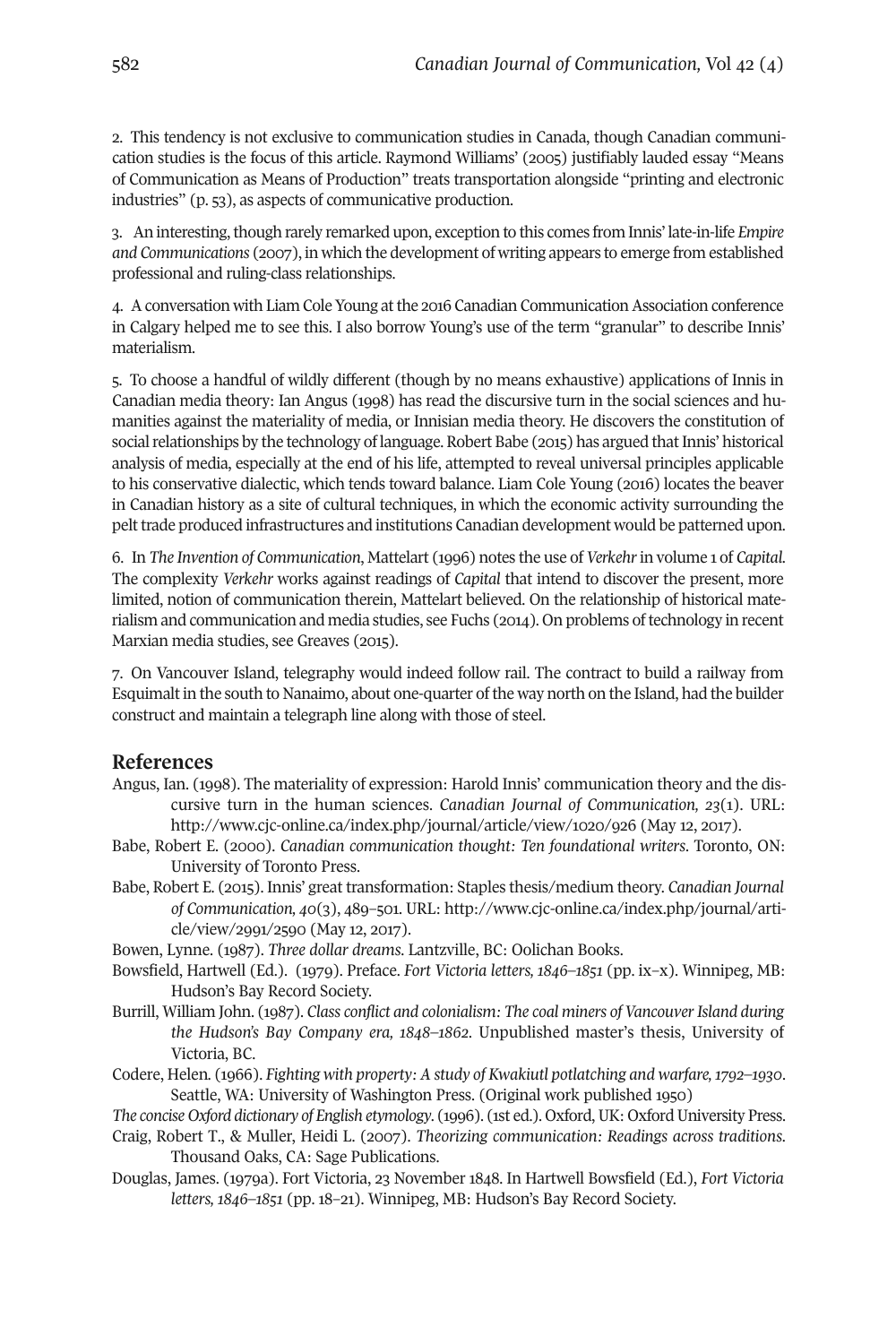2. This tendency is not exclusive to communication studies in Canada, though Canadian communication studies is the focus of this article. Raymond Williams' (2005) justifiably lauded essay "Means of Communication as Means of Production" treats transportation alongside "printing and electronic industries" (p. 53), as aspects of communicative production.

3. An interesting, though rarely remarked upon, exception to this comes from Innis' late-in-life *Empire and Communications* (2007), in which the development of writing appears to emerge from established professional and ruling-class relationships.

4. A conversation with Liam Cole Young at the 2016 Canadian Communication Association conference in Calgary helped me to see this. I also borrow Young's use of the term "granular" to describe Innis' materialism.

5. To choose a handful of wildly different (though by no means exhaustive) applications of Innis in Canadian media theory: Ian Angus (1998) has read the discursive turn in the social sciences and humanities against the materiality of media, or Innisian media theory. He discovers the constitution of social relationships by the technology of language. Robert Babe (2015) has argued that Innis' historical analysis of media, especially at the end of his life, attempted to reveal universal principles applicable to his conservative dialectic, which tends toward balance. Liam Cole Young (2016) locates the beaver in Canadian history as a site of cultural techniques, in which the economic activity surrounding the pelt trade produced infrastructures and institutions Canadian development would be patterned upon.

6. In *The Invention of Communication*, Mattelart (1996) notes the use of *Verkehr* in volume 1 of *Capital*. The complexity *Verkehr* works against readings of *Capital* that intend to discover the present, more limited, notion of communication therein, Mattelart believed. On the relationship of historical materialism and communication and media studies, see Fuchs (2014). On problems of technology in recent Marxian media studies, see Greaves (2015).

7. On Vancouver Island, telegraphy would indeed follow rail. The contract to build a railway from Esquimalt in the south to Nanaimo, about one-quarter of the way north on the Island, had the builder construct and maintain a telegraph line along with those of steel.

## References

Angus, Ian. (1998). The materiality of expression: Harold Innis' communication theory and the discursive turn in the human sciences. *Canadian Journal of Communication, 23*(1). URL: http://www.cjc-online.ca/index.php/journal/article/view/1020/926 (May 12, 2017).

Babe, Robert E. (2000). *Canadian communication thought: Ten foundational writers*. Toronto, ON: University of Toronto Press.

Babe, Robert E. (2015). Innis' great transformation: Staples thesis/medium theory. *Canadian Journal of Communication, 40*(3), 489–501. URL: http://www.cjc-online.ca/index.php/journal/article/view/2991/2590 (May 12, 2017).

Bowen, Lynne. (1987). *Three dollar dreams*. Lantzville, BC: Oolichan Books.

Bowsfield, Hartwell (Ed.). (1979). Preface. *Fort Victoria letters, 1846–1851* (pp. ix–x). Winnipeg, MB: Hudson's Bay Record Society.

Burrill, William John. (1987). *Class conflict and colonialism: The coal miners of Vancouver Island during the Hudson's Bay Company era, 1848–1862*. Unpublished master's thesis, University of Victoria, BC.

Codere, Helen. (1966). *Fighting with property: A study of Kwakiutl potlatching and warfare, 1792–1930*. Seattle, WA: University of Washington Press. (Original work published 1950)

*The concise Oxford dictionary of English etymology*. (1996). (1st ed.). Oxford, UK: Oxford University Press.

Craig, Robert T., & Muller, Heidi L. (2007). *Theorizing communication: Readings across traditions*. Thousand Oaks, CA: Sage Publications.

Douglas, James. (1979a). Fort Victoria, 23 November 1848. In Hartwell Bowsfield (Ed.), *Fort Victoria letters, 1846–1851* (pp. 18–21). Winnipeg, MB: Hudson's Bay Record Society.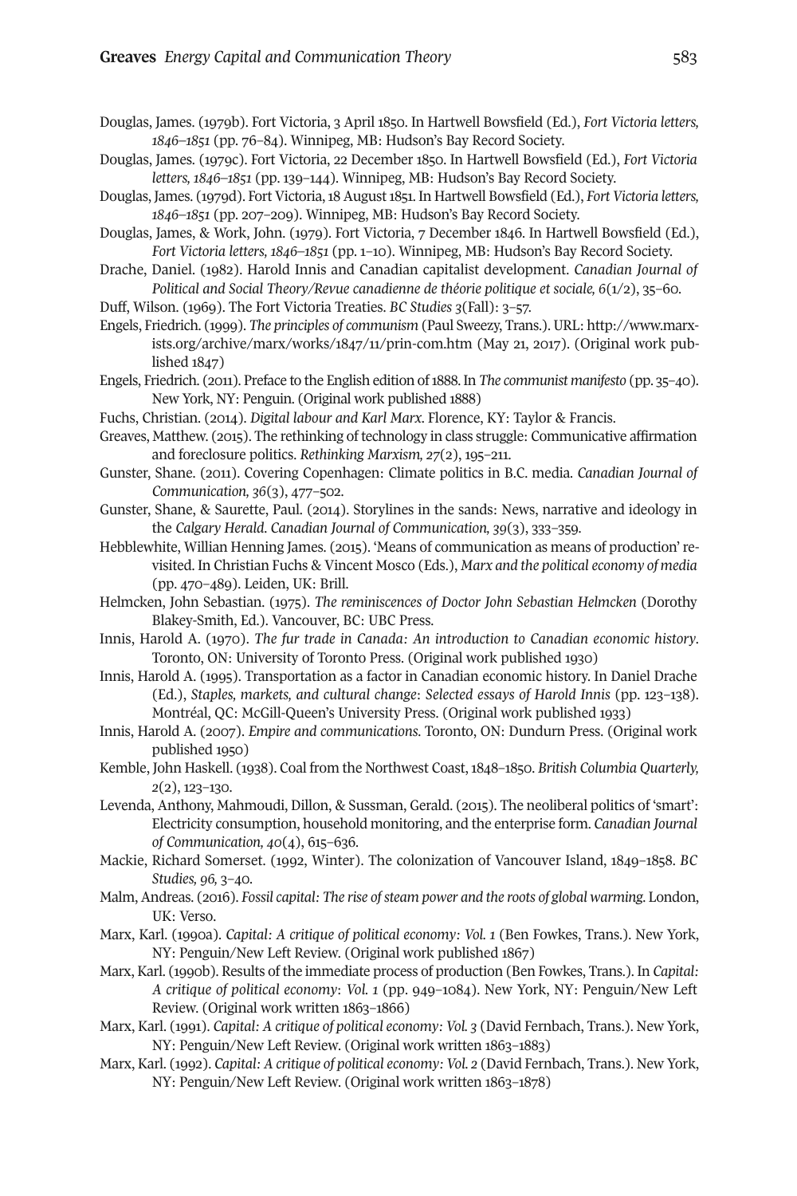Douglas, James. (1979b). Fort Victoria, 3 April 1850. In Hartwell Bowsfield (Ed.), *Fort Victoria letters, 1846–1851* (pp. 76–84). Winnipeg, MB: Hudson's Bay Record Society.

Douglas, James. (1979c). Fort Victoria, 22 December 1850. In Hartwell Bowsfield (Ed.), *Fort Victoria letters, 1846–1851* (pp. 139–144). Winnipeg, MB: Hudson's Bay Record Society.

Douglas, James. (1979d). Fort Victoria, 18 August 1851. In Hartwell Bowsfield (Ed.), *Fort Victoria letters, 1846–1851* (pp. 207–209). Winnipeg, MB: Hudson's Bay Record Society.

Douglas, James, & Work, John. (1979). Fort Victoria, 7 December 1846. In Hartwell Bowsfield (Ed.), *Fort Victoria letters, 1846–1851* (pp. 1–10). Winnipeg, MB: Hudson's Bay Record Society.

Drache, Daniel. (1982). Harold Innis and Canadian capitalist development. *Canadian Journal of Political and Social Theory/Revue canadienne de théorie politique et sociale, 6*(1/2), 35–60.

Duff, Wilson. (1969). The Fort Victoria Treaties. *BC Studies 3*(Fall): 3–57.

Engels, Friedrich. (1999). *The principles of communism* (Paul Sweezy, Trans.). URL: http://www.marxists.org/archive/marx/works/1847/11/prin-com.htm (May 21, 2017). (Original work published 1847)

Engels, Friedrich. (2011). Preface to the English edition of 1888. In *The communist manifesto* (pp. 35–40). New York, NY: Penguin. (Original work published 1888)

Fuchs, Christian. (2014). *Digital labour and Karl Marx*. Florence, KY: Taylor & Francis.

Greaves, Matthew. (2015). The rethinking of technology in class struggle: Communicative affirmation and foreclosure politics. *Rethinking Marxism, 27*(2), 195–211.

Gunster, Shane. (2011). Covering Copenhagen: Climate politics in B.C. media. *Canadian Journal of Communication, 36*(3), 477–502.

Gunster, Shane, & Saurette, Paul. (2014). Storylines in the sands: News, narrative and ideology in the *Calgary Herald*. *Canadian Journal of Communication, 39*(3), 333–359.

Hebblewhite, Willian Henning James. (2015). 'Means of communication as means of production' revisited. In Christian Fuchs & Vincent Mosco (Eds.), *Marx and the political economy of media* (pp. 470–489). Leiden, UK: Brill.

Helmcken, John Sebastian. (1975). *The reminiscences of Doctor John Sebastian Helmcken* (Dorothy Blakey-Smith, Ed.). Vancouver, BC: UBC Press.

Innis, Harold A. (1970). *The fur trade in Canada: An introduction to Canadian economic history*. Toronto, ON: University of Toronto Press. (Original work published 1930)

Innis, Harold A. (1995). Transportation as a factor in Canadian economic history. In Daniel Drache (Ed.), *Staples, markets, and cultural change: Selected essays of Harold Innis* (pp. 123–138). Montréal, QC: McGill-Queen's University Press. (Original work published 1933)

Innis, Harold A. (2007). *Empire and communications*. Toronto, ON: Dundurn Press. (Original work published 1950)

Kemble, John Haskell. (1938). Coal from the Northwest Coast, 1848–1850. *British Columbia Quarterly, 2*(2), 123–130.

Levenda, Anthony, Mahmoudi, Dillon, & Sussman, Gerald. (2015). The neoliberal politics of 'smart': Electricity consumption, household monitoring, and the enterprise form. *Canadian Journal of Communication, 40*(4), 615–636.

Mackie, Richard Somerset. (1992, Winter). The colonization of Vancouver Island, 1849–1858. *BC Studies, 96*, 3–40.

Malm, Andreas. (2016). *Fossil capital: The rise of steam power and the roots of global warming*. London, UK: Verso.

Marx, Karl. (1990a). *Capital: A critique of political economy: Vol. 1* (Ben Fowkes, Trans.). New York, NY: Penguin/New Left Review. (Original work published 1867)

Marx, Karl. (1990b). Results of the immediate process of production (Ben Fowkes, Trans.). In *Capital: A critique of political economy: Vol. 1* (pp. 949–1084). New York, NY: Penguin/New Left Review. (Original work written 1863–1866)

Marx, Karl. (1991). *Capital: A critique of political economy: Vol. 3* (David Fernbach, Trans.). New York, NY: Penguin/New Left Review. (Original work written 1863–1883)

Marx, Karl. (1992). *Capital: A critique of political economy: Vol. 2* (David Fernbach, Trans.). New York, NY: Penguin/New Left Review. (Original work written 1863–1878)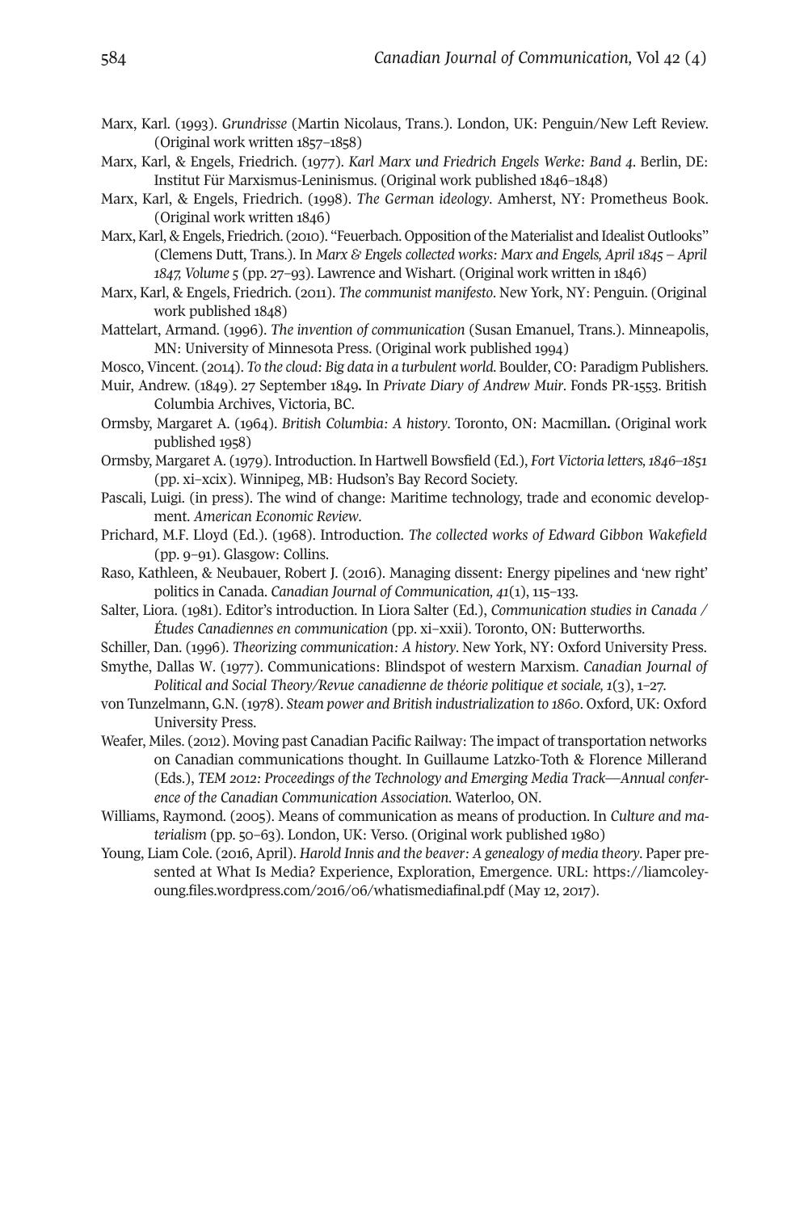Marx, Karl. (1993). *Grundrisse* (Martin Nicolaus, Trans.). London, UK: Penguin/New Left Review. (Original work written 1857–1858)

Marx, Karl, & Engels, Friedrich. (1977). *Karl Marx und Friedrich Engels Werke: Band 4*. Berlin, DE: Institut Für Marxismus-Leninismus. (Original work published 1846–1848)

Marx, Karl, & Engels, Friedrich. (1998). *The German ideology*. Amherst, NY: Prometheus Book. (Original work written 1846)

Marx, Karl, & Engels, Friedrich. (2010). "Feuerbach. Opposition of the Materialist and Idealist Outlooks" (Clemens Dutt, Trans.). In *Marx & Engels collected works: Marx and Engels, April 1845 – April 1847, Volume 5* (pp. 27–93). Lawrence and Wishart. (Original work written in 1846)

Marx, Karl, & Engels, Friedrich. (2011). *The communist manifesto*. New York, NY: Penguin. (Original work published 1848)

Mattelart, Armand. (1996). *The invention of communication* (Susan Emanuel, Trans.). Minneapolis, MN: University of Minnesota Press. (Original work published 1994)

Mosco, Vincent. (2014). *To the cloud: Big data in a turbulent world*. Boulder, CO: Paradigm Publishers.

Muir, Andrew. (1849). 27 September 1849. In *Private Diary of Andrew Muir*. Fonds PR-1553. British Columbia Archives, Victoria, BC.

Ormsby, Margaret A. (1964). *British Columbia: A history*. Toronto, ON: Macmillan. (Original work published 1958)

Ormsby, Margaret A. (1979). Introduction. In Hartwell Bowsfield (Ed.), *Fort Victoria letters, 1846–1851* (pp. xi–xcix). Winnipeg, MB: Hudson's Bay Record Society.

Pascali, Luigi. (in press). The wind of change: Maritime technology, trade and economic development. *American Economic Review*.

Prichard, M.F. Lloyd (Ed.). (1968). Introduction. *The collected works of Edward Gibbon Wakefield* (pp. 9–91). Glasgow: Collins.

Raso, Kathleen, & Neubauer, Robert J. (2016). Managing dissent: Energy pipelines and 'new right' politics in Canada. *Canadian Journal of Communication, 41*(1), 115–133.

Salter, Liora. (1981). Editor's introduction. In Liora Salter (Ed.), *Communication studies in Canada / Études Canadiennes en communication* (pp. xi–xxii). Toronto, ON: Butterworths.

Schiller, Dan. (1996). *Theorizing communication: A history*. New York, NY: Oxford University Press.

Smythe, Dallas W. (1977). Communications: Blindspot of western Marxism. *Canadian Journal of Political and Social Theory/Revue canadienne de théorie politique et sociale, 1*(3), 1–27.

von Tunzelmann, G.N. (1978). *Steam power and British industrialization to 1860*. Oxford, UK: Oxford University Press.

Weafer, Miles. (2012). Moving past Canadian Pacific Railway: The impact of transportation networks on Canadian communications thought. In Guillaume Latzko-Toth & Florence Millerand (Eds.), *TEM 2012: Proceedings of the Technology and Emerging Media Track—Annual conference of the Canadian Communication Association*. Waterloo, ON.

Williams, Raymond. (2005). Means of communication as means of production. In *Culture and materialism* (pp. 50–63). London, UK: Verso. (Original work published 1980)

Young, Liam Cole. (2016, April). *Harold Innis and the beaver: A genealogy of media theory*. Paper presented at What Is Media? Experience, Exploration, Emergence. URL: https://liamcoleyoung.files.wordpress.com/2016/06/whatismediafinal.pdf (May 12, 2017).